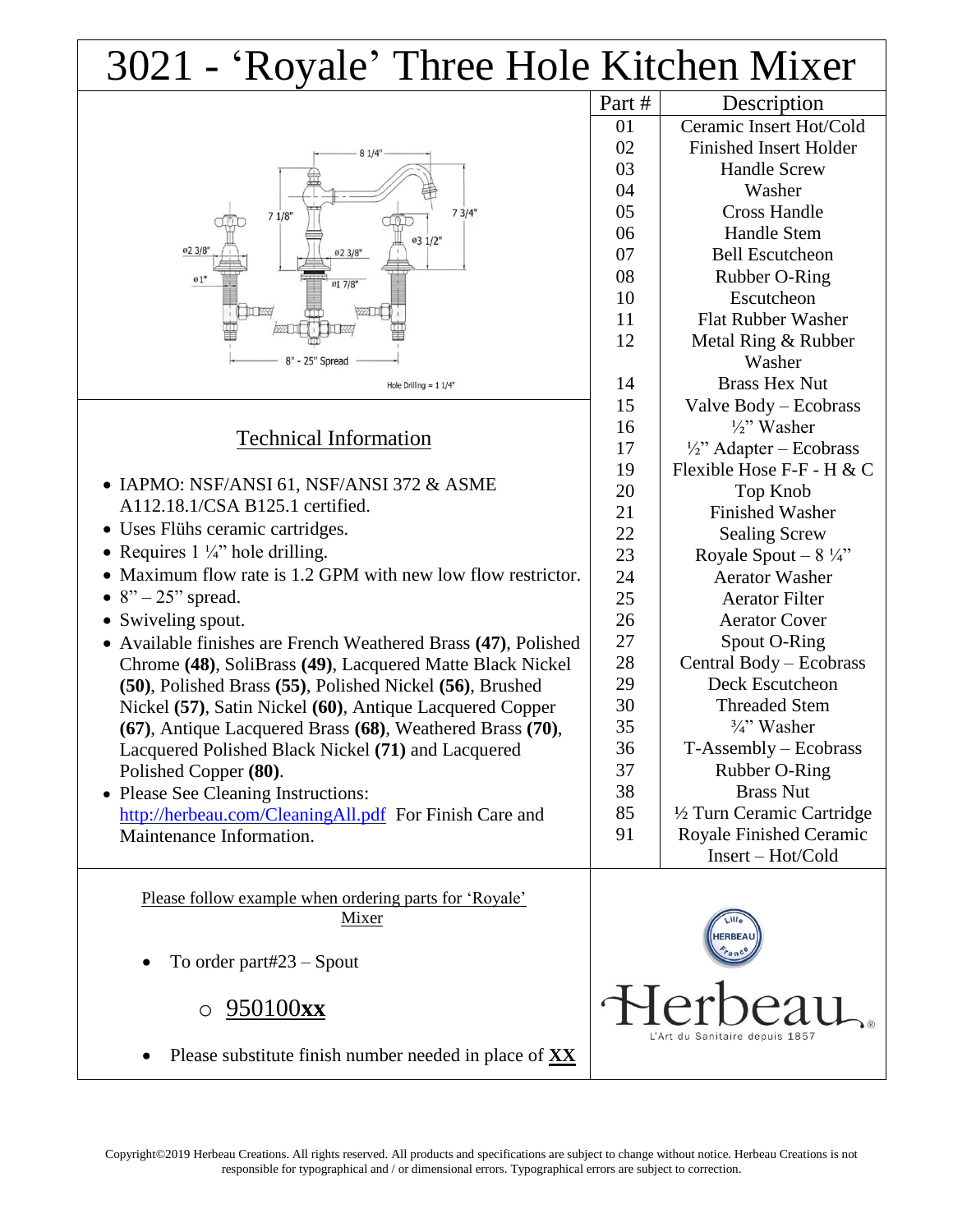# 3021 - 'Royale' Three Hole Kitchen Mixer

8 1/4"

7 1/8"

7 3/4"

ø3 1/2"

ø2 3/8"

ø2 3/8"

ø1"

ø1 7/8"

8" - 25" Spread

Hole Drilling = 1 1/4"

| Part # | Description |
|---|---|
| 01 | Ceramic Insert Hot/Cold |
| 02 | Finished Insert Holder |
| 03 | Handle Screw |
| 04 | Washer |
| 05 | Cross Handle |
| 06 | Handle Stem |
| 07 | Bell Escutcheon |
| 08 | Rubber O-Ring |
| 10 | Escutcheon |
| 11 | Flat Rubber Washer |
| 12 | Metal Ring & Rubber Washer |
| 14 | Brass Hex Nut |
| 15 | Valve Body – Ecobrass |
| 16 | ½" Washer |
| 17 | ½" Adapter – Ecobrass |
| 19 | Flexible Hose F-F - H & C |
| 20 | Top Knob |
| 21 | Finished Washer |
| 22 | Sealing Screw |
| 23 | Royale Spout – 8 ¼" |
| 24 | Aerator Washer |
| 25 | Aerator Filter |
| 26 | Aerator Cover |
| 27 | Spout O-Ring |
| 28 | Central Body – Ecobrass |
| 29 | Deck Escutcheon |
| 30 | Threaded Stem |
| 35 | ¾" Washer |
| 36 | T-Assembly – Ecobrass |
| 37 | Rubber O-Ring |
| 38 | Brass Nut |
| 85 | ½ Turn Ceramic Cartridge |
| 91 | Royale Finished Ceramic Insert – Hot/Cold |

## Technical Information

- IAPMO: NSF/ANSI 61, NSF/ANSI 372 & ASME A112.18.1/CSA B125.1 certified.
- Uses Flühs ceramic cartridges.
- Requires 1 ¼" hole drilling.
- Maximum flow rate is 1.2 GPM with new low flow restrictor.
- 8" – 25" spread.
- Swiveling spout.
- Available finishes are French Weathered Brass **(47)**, Polished Chrome **(48)**, SoliBrass **(49)**, Lacquered Matte Black Nickel **(50)**, Polished Brass **(55)**, Polished Nickel **(56)**, Brushed Nickel **(57)**, Satin Nickel **(60)**, Antique Lacquered Copper **(67)**, Antique Lacquered Brass **(68)**, Weathered Brass **(70)**, Lacquered Polished Black Nickel **(71)** and Lacquered Polished Copper **(80)**.
- Please See Cleaning Instructions: http://herbeau.com/CleaningAll.pdf For Finish Care and Maintenance Information.

Please follow example when ordering parts for 'Royale' Mixer

- To order part#23 – Spout
  - 950100**xx**
- Please substitute finish number needed in place of **XX**

Lille HERBEAU France

Herbeau®

L'Art du Sanitaire depuis 1857

Copyright©2019 Herbeau Creations. All rights reserved. All products and specifications are subject to change without notice. Herbeau Creations is not responsible for typographical and / or dimensional errors. Typographical errors are subject to correction.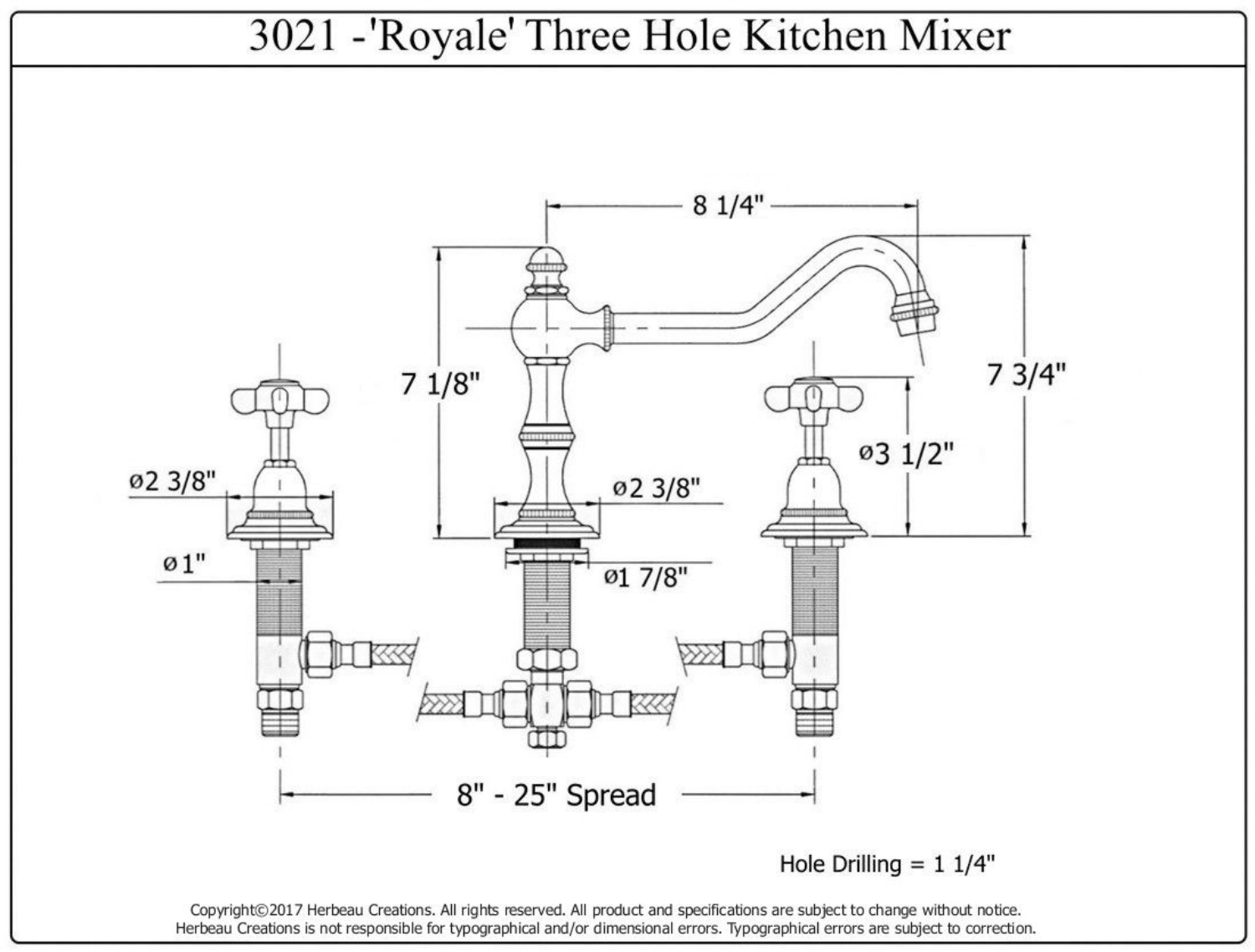# 3021 -'Royale' Three Hole Kitchen Mixer

8 1/4"

7 1/8"

7 3/4"

ø2 3/8"

ø2 3/8"

ø3 1/2"

ø1"

ø1 7/8"

8" - 25" Spread

Hole Drilling = 1 1/4"

Copyright©2017 Herbeau Creations. All rights reserved. All product and specifications are subject to change without notice. Herbeau Creations is not responsible for typographical and/or dimensional errors. Typographical errors are subject to correction.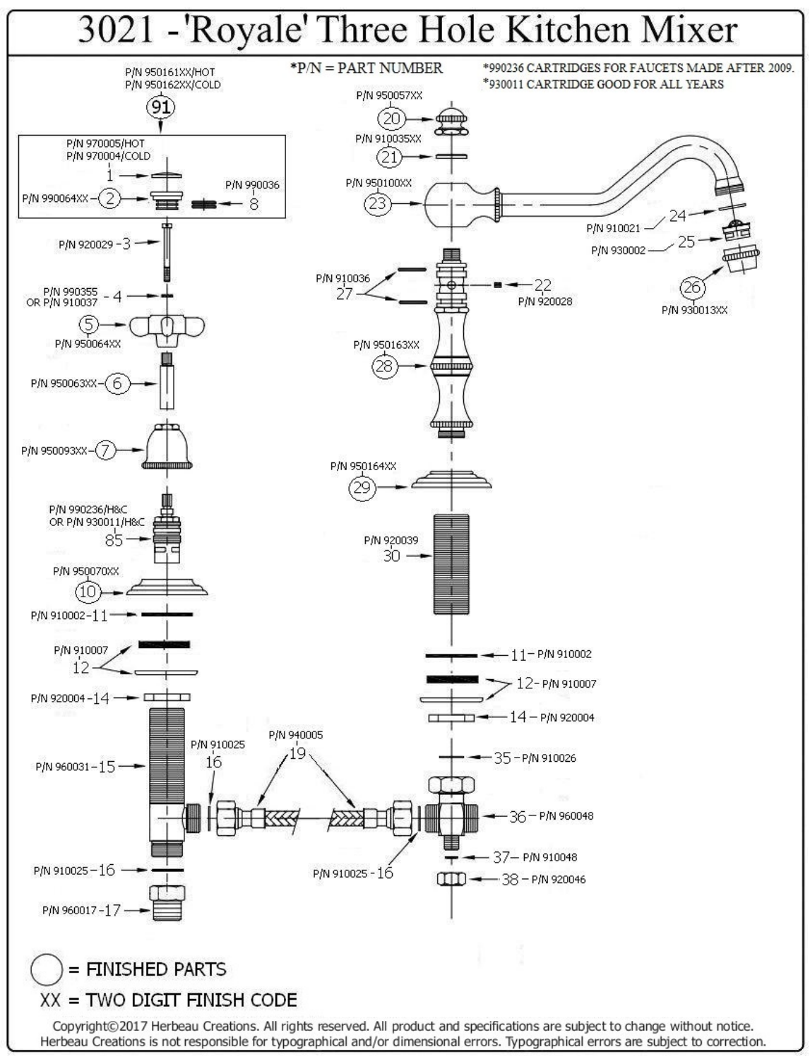# 3021 - 'Royale' Three Hole Kitchen Mixer

*P/N = PART NUMBER

*990236 CARTRIDGES FOR FAUCETS MADE AFTER 2009.
*930011 CARTRIDGE GOOD FOR ALL YEARS

P/N 950161XX/HOT
P/N 950162XX/COLD
91

P/N 970005/HOT
P/N 970004/COLD
1

P/N 990064XX - 2

P/N 990036
8

P/N 920029 - 3

P/N 990355
OR P/N 910037 - 4

5
P/N 950064XX

P/N 950063XX - 6

P/N 950093XX - 7

P/N 990236/H&C
OR P/N 930011/H&C
85

P/N 950070XX
10

P/N 910002 - 11

P/N 910007
12

P/N 920004 - 14

P/N 960031 - 15

P/N 910025
16

P/N 910025 - 16

P/N 960017 - 17

P/N 940005
19

P/N 910025 - 16

P/N 950057XX
20

P/N 910035XX
21

P/N 950100XX
23

24 - P/N 910021

25 - P/N 930002

26
P/N 930013XX

P/N 910036
27

22
P/N 920028

P/N 950163XX
28

P/N 950164XX
29

P/N 920039
30

11 - P/N 910002

12 - P/N 910007

14 - P/N 920004

35 - P/N 910026

36 - P/N 960048

37 - P/N 910048

38 - P/N 920046

◯ = FINISHED PARTS

XX = TWO DIGIT FINISH CODE

Copyright©2017 Herbeau Creations. All rights reserved. All product and specifications are subject to change without notice. Herbeau Creations is not responsible for typographical and/or dimensional errors. Typographical errors are subject to correction.